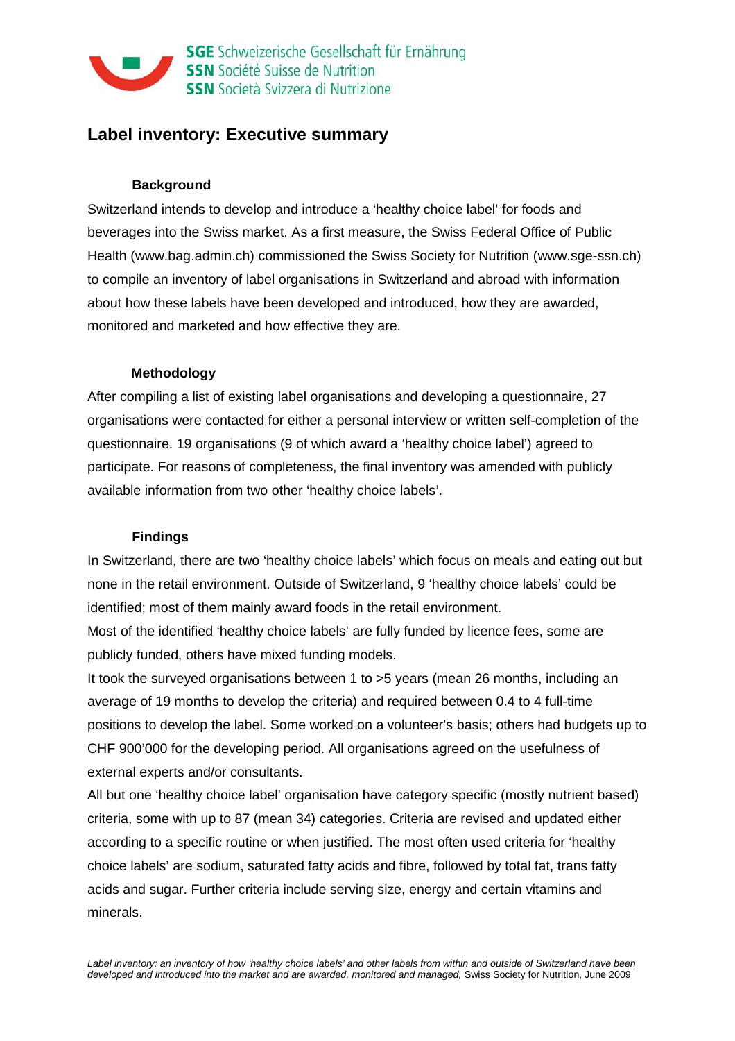SGE Schweizerische Gesellschaft für Ernährung
SSN Société Suisse de Nutrition
SSN Società Svizzera di Nutrizione

# Label inventory: Executive summary

## Background

Switzerland intends to develop and introduce a 'healthy choice label' for foods and beverages into the Swiss market. As a first measure, the Swiss Federal Office of Public Health (www.bag.admin.ch) commissioned the Swiss Society for Nutrition (www.sge-ssn.ch) to compile an inventory of label organisations in Switzerland and abroad with information about how these labels have been developed and introduced, how they are awarded, monitored and marketed and how effective they are.

## Methodology

After compiling a list of existing label organisations and developing a questionnaire, 27 organisations were contacted for either a personal interview or written self-completion of the questionnaire. 19 organisations (9 of which award a 'healthy choice label') agreed to participate. For reasons of completeness, the final inventory was amended with publicly available information from two other 'healthy choice labels'.

## Findings

In Switzerland, there are two 'healthy choice labels' which focus on meals and eating out but none in the retail environment. Outside of Switzerland, 9 'healthy choice labels' could be identified; most of them mainly award foods in the retail environment.

Most of the identified 'healthy choice labels' are fully funded by licence fees, some are publicly funded, others have mixed funding models.

It took the surveyed organisations between 1 to >5 years (mean 26 months, including an average of 19 months to develop the criteria) and required between 0.4 to 4 full-time positions to develop the label. Some worked on a volunteer's basis; others had budgets up to CHF 900'000 for the developing period. All organisations agreed on the usefulness of external experts and/or consultants.

All but one 'healthy choice label' organisation have category specific (mostly nutrient based) criteria, some with up to 87 (mean 34) categories. Criteria are revised and updated either according to a specific routine or when justified. The most often used criteria for 'healthy choice labels' are sodium, saturated fatty acids and fibre, followed by total fat, trans fatty acids and sugar. Further criteria include serving size, energy and certain vitamins and minerals.

*Label inventory: an inventory of how 'healthy choice labels' and other labels from within and outside of Switzerland have been developed and introduced into the market and are awarded, monitored and managed,* Swiss Society for Nutrition, June 2009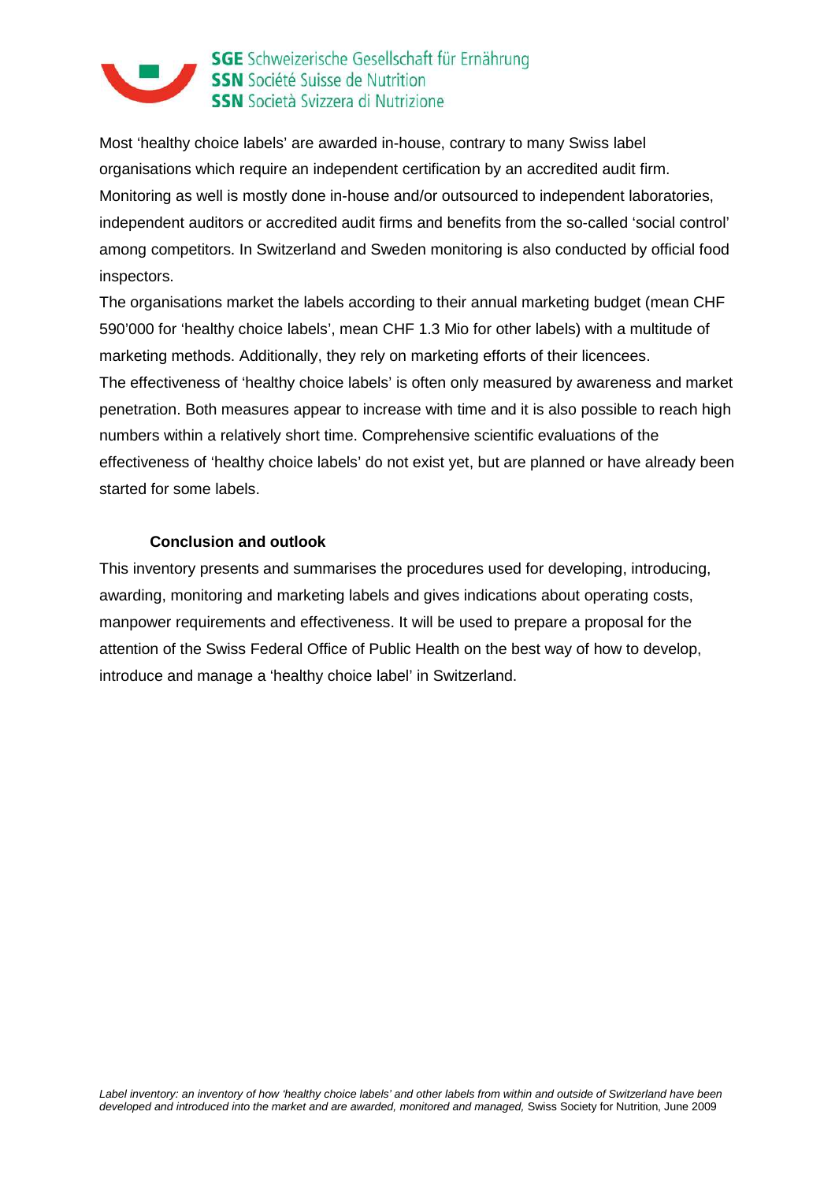Most 'healthy choice labels' are awarded in-house, contrary to many Swiss label organisations which require an independent certification by an accredited audit firm. Monitoring as well is mostly done in-house and/or outsourced to independent laboratories, independent auditors or accredited audit firms and benefits from the so-called 'social control' among competitors. In Switzerland and Sweden monitoring is also conducted by official food inspectors.

The organisations market the labels according to their annual marketing budget (mean CHF 590'000 for 'healthy choice labels', mean CHF 1.3 Mio for other labels) with a multitude of marketing methods. Additionally, they rely on marketing efforts of their licencees.

The effectiveness of 'healthy choice labels' is often only measured by awareness and market penetration. Both measures appear to increase with time and it is also possible to reach high numbers within a relatively short time. Comprehensive scientific evaluations of the effectiveness of 'healthy choice labels' do not exist yet, but are planned or have already been started for some labels.

### Conclusion and outlook

This inventory presents and summarises the procedures used for developing, introducing, awarding, monitoring and marketing labels and gives indications about operating costs, manpower requirements and effectiveness. It will be used to prepare a proposal for the attention of the Swiss Federal Office of Public Health on the best way of how to develop, introduce and manage a 'healthy choice label' in Switzerland.